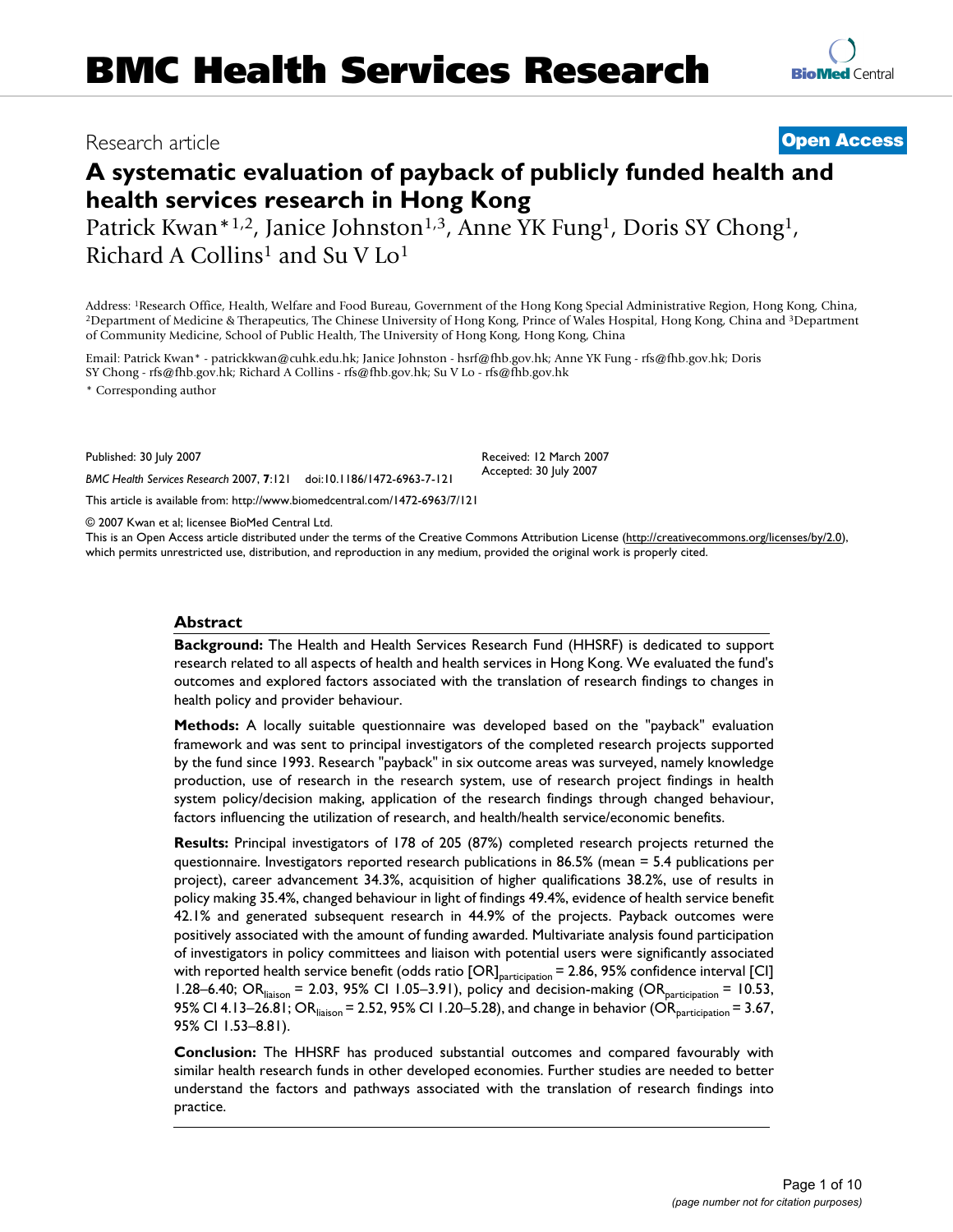# BMC Health Services Research

Research article

**Open Access**

# A systematic evaluation of payback of publicly funded health and health services research in Hong Kong

Patrick Kwan*[1,2], Janice Johnston[1,3], Anne YK Fung[1], Doris SY Chong[1], Richard A Collins[1] and Su V Lo[1]

Address: [1]Research Office, Health, Welfare and Food Bureau, Government of the Hong Kong Special Administrative Region, Hong Kong, China, [2]Department of Medicine & Therapeutics, The Chinese University of Hong Kong, Prince of Wales Hospital, Hong Kong, China and [3]Department of Community Medicine, School of Public Health, The University of Hong Kong, Hong Kong, China

Email: Patrick Kwan* - patrickkwan@cuhk.edu.hk; Janice Johnston - hsrf@fhb.gov.hk; Anne YK Fung - rfs@fhb.gov.hk; Doris SY Chong - rfs@fhb.gov.hk; Richard A Collins - rfs@fhb.gov.hk; Su V Lo - rfs@fhb.gov.hk

* Corresponding author

Published: 30 July 2007

*BMC Health Services Research* 2007, **7**:121 doi:10.1186/1472-6963-7-121

Received: 12 March 2007
Accepted: 30 July 2007

This article is available from: http://www.biomedcentral.com/1472-6963/7/121

© 2007 Kwan et al; licensee BioMed Central Ltd.

This is an Open Access article distributed under the terms of the Creative Commons Attribution License (http://creativecommons.org/licenses/by/2.0), which permits unrestricted use, distribution, and reproduction in any medium, provided the original work is properly cited.

## Abstract

**Background:** The Health and Health Services Research Fund (HHSRF) is dedicated to support research related to all aspects of health and health services in Hong Kong. We evaluated the fund's outcomes and explored factors associated with the translation of research findings to changes in health policy and provider behaviour.

**Methods:** A locally suitable questionnaire was developed based on the "payback" evaluation framework and was sent to principal investigators of the completed research projects supported by the fund since 1993. Research "payback" in six outcome areas was surveyed, namely knowledge production, use of research in the research system, use of research project findings in health system policy/decision making, application of the research findings through changed behaviour, factors influencing the utilization of research, and health/health service/economic benefits.

**Results:** Principal investigators of 178 of 205 (87%) completed research projects returned the questionnaire. Investigators reported research publications in 86.5% (mean = 5.4 publications per project), career advancement 34.3%, acquisition of higher qualifications 38.2%, use of results in policy making 35.4%, changed behaviour in light of findings 49.4%, evidence of health service benefit 42.1% and generated subsequent research in 44.9% of the projects. Payback outcomes were positively associated with the amount of funding awarded. Multivariate analysis found participation of investigators in policy committees and liaison with potential users were significantly associated with reported health service benefit (odds ratio [OR]$_{participation}$ = 2.86, 95% confidence interval [CI] 1.28–6.40; OR$_{liaison}$ = 2.03, 95% CI 1.05–3.91), policy and decision-making (OR$_{participation}$ = 10.53, 95% CI 4.13–26.81; OR$_{liaison}$ = 2.52, 95% CI 1.20–5.28), and change in behavior (OR$_{participation}$ = 3.67, 95% CI 1.53–8.81).

**Conclusion:** The HHSRF has produced substantial outcomes and compared favourably with similar health research funds in other developed economies. Further studies are needed to better understand the factors and pathways associated with the translation of research findings into practice.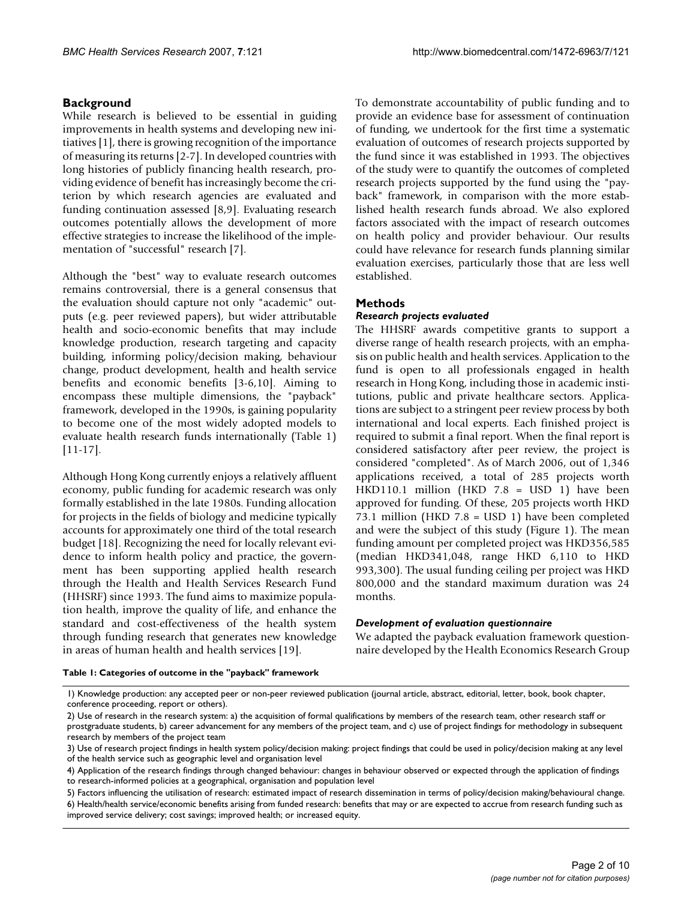## Background

While research is believed to be essential in guiding improvements in health systems and developing new initiatives [1], there is growing recognition of the importance of measuring its returns [2-7]. In developed countries with long histories of publicly financing health research, providing evidence of benefit has increasingly become the criterion by which research agencies are evaluated and funding continuation assessed [8,9]. Evaluating research outcomes potentially allows the development of more effective strategies to increase the likelihood of the implementation of "successful" research [7].

Although the "best" way to evaluate research outcomes remains controversial, there is a general consensus that the evaluation should capture not only "academic" outputs (e.g. peer reviewed papers), but wider attributable health and socio-economic benefits that may include knowledge production, research targeting and capacity building, informing policy/decision making, behaviour change, product development, health and health service benefits and economic benefits [3-6,10]. Aiming to encompass these multiple dimensions, the "payback" framework, developed in the 1990s, is gaining popularity to become one of the most widely adopted models to evaluate health research funds internationally (Table 1) [11-17].

Although Hong Kong currently enjoys a relatively affluent economy, public funding for academic research was only formally established in the late 1980s. Funding allocation for projects in the fields of biology and medicine typically accounts for approximately one third of the total research budget [18]. Recognizing the need for locally relevant evidence to inform health policy and practice, the government has been supporting applied health research through the Health and Health Services Research Fund (HHSRF) since 1993. The fund aims to maximize population health, improve the quality of life, and enhance the standard and cost-effectiveness of the health system through funding research that generates new knowledge in areas of human health and health services [19].

To demonstrate accountability of public funding and to provide an evidence base for assessment of continuation of funding, we undertook for the first time a systematic evaluation of outcomes of research projects supported by the fund since it was established in 1993. The objectives of the study were to quantify the outcomes of completed research projects supported by the fund using the "payback" framework, in comparison with the more established health research funds abroad. We also explored factors associated with the impact of research outcomes on health policy and provider behaviour. Our results could have relevance for research funds planning similar evaluation exercises, particularly those that are less well established.

## Methods

### *Research projects evaluated*

The HHSRF awards competitive grants to support a diverse range of health research projects, with an emphasis on public health and health services. Application to the fund is open to all professionals engaged in health research in Hong Kong, including those in academic institutions, public and private healthcare sectors. Applications are subject to a stringent peer review process by both international and local experts. Each finished project is required to submit a final report. When the final report is considered satisfactory after peer review, the project is considered "completed". As of March 2006, out of 1,346 applications received, a total of 285 projects worth HKD110.1 million (HKD 7.8 = USD 1) have been approved for funding. Of these, 205 projects worth HKD 73.1 million (HKD 7.8 = USD 1) have been completed and were the subject of this study (Figure 1). The mean funding amount per completed project was HKD356,585 (median HKD341,048, range HKD 6,110 to HKD 993,300). The usual funding ceiling per project was HKD 800,000 and the standard maximum duration was 24 months.

### *Development of evaluation questionnaire*

We adapted the payback evaluation framework questionnaire developed by the Health Economics Research Group

**Table 1: Categories of outcome in the "payback" framework**

| |
|---|
| 1) Knowledge production: any accepted peer or non-peer reviewed publication (journal article, abstract, editorial, letter, book, book chapter, conference proceeding, report or others). |
| 2) Use of research in the research system: a) the acquisition of formal qualifications by members of the research team, other research staff or prostgraduate students, b) career advancement for any members of the project team, and c) use of project findings for methodology in subsequent research by members of the project team |
| 3) Use of research project findings in health system policy/decision making: project findings that could be used in policy/decision making at any level of the health service such as geographic level and organisation level |
| 4) Application of the research findings through changed behaviour: changes in behaviour observed or expected through the application of findings to research-informed policies at a geographical, organisation and population level |
| 5) Factors influencing the utilisation of research: estimated impact of research dissemination in terms of policy/decision making/behavioural change. |
| 6) Health/health service/economic benefits arising from funded research: benefits that may or are expected to accrue from research funding such as improved service delivery; cost savings; improved health; or increased equity. |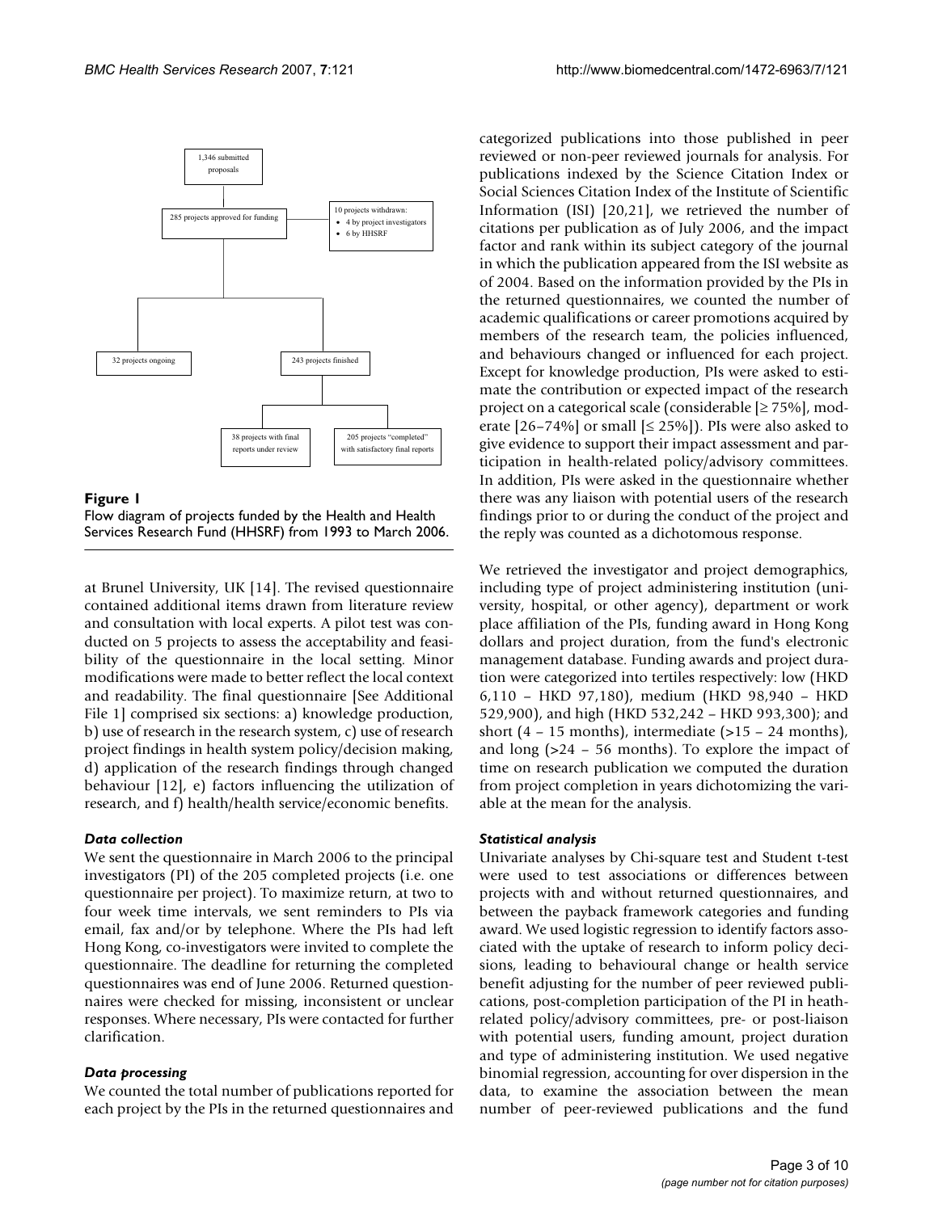1,346 submitted proposals

285 projects approved for funding

10 projects withdrawn:
- 4 by project investigators
- 6 by HHSRF

32 projects ongoing

243 projects finished

38 projects with final reports under review

205 projects "completed" with satisfactory final reports

**Figure 1**
Flow diagram of projects funded by the Health and Health Services Research Fund (HHSRF) from 1993 to March 2006.

at Brunel University, UK [14]. The revised questionnaire contained additional items drawn from literature review and consultation with local experts. A pilot test was conducted on 5 projects to assess the acceptability and feasibility of the questionnaire in the local setting. Minor modifications were made to better reflect the local context and readability. The final questionnaire [See Additional File 1] comprised six sections: a) knowledge production, b) use of research in the research system, c) use of research project findings in health system policy/decision making, d) application of the research findings through changed behaviour [12], e) factors influencing the utilization of research, and f) health/health service/economic benefits.

### *Data collection*

We sent the questionnaire in March 2006 to the principal investigators (PI) of the 205 completed projects (i.e. one questionnaire per project). To maximize return, at two to four week time intervals, we sent reminders to PIs via email, fax and/or by telephone. Where the PIs had left Hong Kong, co-investigators were invited to complete the questionnaire. The deadline for returning the completed questionnaires was end of June 2006. Returned questionnaires were checked for missing, inconsistent or unclear responses. Where necessary, PIs were contacted for further clarification.

### *Data processing*

We counted the total number of publications reported for each project by the PIs in the returned questionnaires and categorized publications into those published in peer reviewed or non-peer reviewed journals for analysis. For publications indexed by the Science Citation Index or Social Sciences Citation Index of the Institute of Scientific Information (ISI) [20,21], we retrieved the number of citations per publication as of July 2006, and the impact factor and rank within its subject category of the journal in which the publication appeared from the ISI website as of 2004. Based on the information provided by the PIs in the returned questionnaires, we counted the number of academic qualifications or career promotions acquired by members of the research team, the policies influenced, and behaviours changed or influenced for each project. Except for knowledge production, PIs were asked to estimate the contribution or expected impact of the research project on a categorical scale (considerable [$\geq 75\%$], moderate [26–74%] or small [$\leq 25\%$]). PIs were also asked to give evidence to support their impact assessment and participation in health-related policy/advisory committees. In addition, PIs were asked in the questionnaire whether there was any liaison with potential users of the research findings prior to or during the conduct of the project and the reply was counted as a dichotomous response.

We retrieved the investigator and project demographics, including type of project administering institution (university, hospital, or other agency), department or work place affiliation of the PIs, funding award in Hong Kong dollars and project duration, from the fund's electronic management database. Funding awards and project duration were categorized into tertiles respectively: low (HKD 6,110 – HKD 97,180), medium (HKD 98,940 – HKD 529,900), and high (HKD 532,242 – HKD 993,300); and short (4 – 15 months), intermediate (>15 – 24 months), and long (>24 – 56 months). To explore the impact of time on research publication we computed the duration from project completion in years dichotomizing the variable at the mean for the analysis.

### *Statistical analysis*

Univariate analyses by Chi-square test and Student t-test were used to test associations or differences between projects with and without returned questionnaires, and between the payback framework categories and funding award. We used logistic regression to identify factors associated with the uptake of research to inform policy decisions, leading to behavioural change or health service benefit adjusting for the number of peer reviewed publications, post-completion participation of the PI in heath-related policy/advisory committees, pre- or post-liaison with potential users, funding amount, project duration and type of administering institution. We used negative binomial regression, accounting for over dispersion in the data, to examine the association between the mean number of peer-reviewed publications and the fund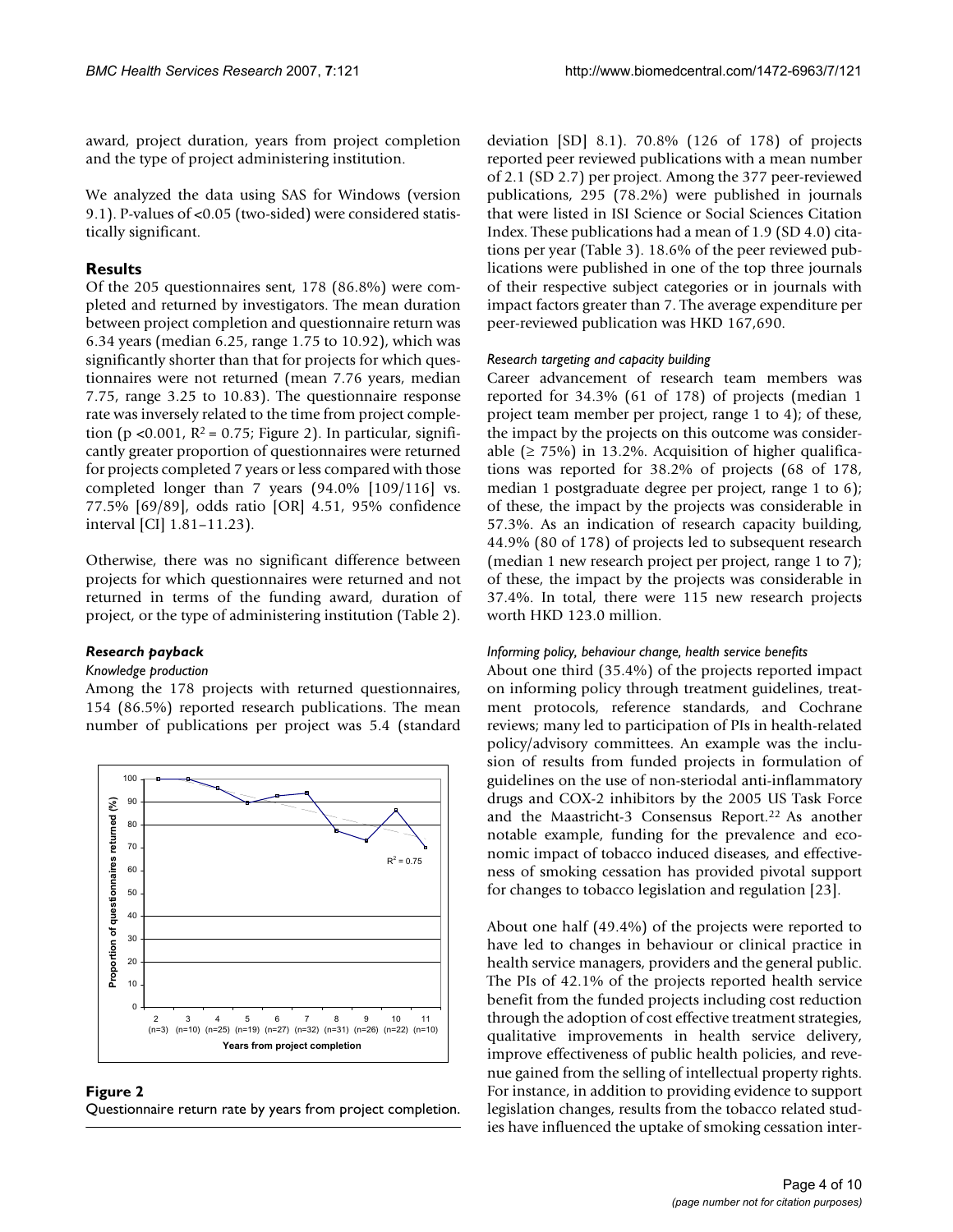award, project duration, years from project completion and the type of project administering institution.

We analyzed the data using SAS for Windows (version 9.1). P-values of <0.05 (two-sided) were considered statistically significant.

## Results

Of the 205 questionnaires sent, 178 (86.8%) were completed and returned by investigators. The mean duration between project completion and questionnaire return was 6.34 years (median 6.25, range 1.75 to 10.92), which was significantly shorter than that for projects for which questionnaires were not returned (mean 7.76 years, median 7.75, range 3.25 to 10.83). The questionnaire response rate was inversely related to the time from project completion ($p < 0.001$, $R^2 = 0.75$; Figure 2). In particular, significantly greater proportion of questionnaires were returned for projects completed 7 years or less compared with those completed longer than 7 years (94.0% [109/116] vs. 77.5% [69/89], odds ratio [OR] 4.51, 95% confidence interval [CI] 1.81–11.23).

Otherwise, there was no significant difference between projects for which questionnaires were returned and not returned in terms of the funding award, duration of project, or the type of administering institution (Table 2).

### *Research payback*

#### *Knowledge production*

Among the 178 projects with returned questionnaires, 154 (86.5%) reported research publications. The mean number of publications per project was 5.4 (standard deviation [SD] 8.1). 70.8% (126 of 178) of projects reported peer reviewed publications with a mean number of 2.1 (SD 2.7) per project. Among the 377 peer-reviewed publications, 295 (78.2%) were published in journals that were listed in ISI Science or Social Sciences Citation Index. These publications had a mean of 1.9 (SD 4.0) citations per year (Table 3). 18.6% of the peer reviewed publications were published in one of the top three journals of their respective subject categories or in journals with impact factors greater than 7. The average expenditure per peer-reviewed publication was HKD 167,690.

**Figure 2**
Questionnaire return rate by years from project completion.

#### *Research targeting and capacity building*

Career advancement of research team members was reported for 34.3% (61 of 178) of projects (median 1 project team member per project, range 1 to 4); of these, the impact by the projects on this outcome was considerable (≥ 75%) in 13.2%. Acquisition of higher qualifications was reported for 38.2% of projects (68 of 178, median 1 postgraduate degree per project, range 1 to 6); of these, the impact by the projects was considerable in 57.3%. As an indication of research capacity building, 44.9% (80 of 178) of projects led to subsequent research (median 1 new research project per project, range 1 to 7); of these, the impact by the projects was considerable in 37.4%. In total, there were 115 new research projects worth HKD 123.0 million.

#### *Informing policy, behaviour change, health service benefits*

About one third (35.4%) of the projects reported impact on informing policy through treatment guidelines, treatment protocols, reference standards, and Cochrane reviews; many led to participation of PIs in health-related policy/advisory committees. An example was the inclusion of results from funded projects in formulation of guidelines on the use of non-steriodal anti-inflammatory drugs and COX-2 inhibitors by the 2005 US Task Force and the Maastricht-3 Consensus Report.[22] As another notable example, funding for the prevalence and economic impact of tobacco induced diseases, and effectiveness of smoking cessation has provided pivotal support for changes to tobacco legislation and regulation [23].

About one half (49.4%) of the projects were reported to have led to changes in behaviour or clinical practice in health service managers, providers and the general public. The PIs of 42.1% of the projects reported health service benefit from the funded projects including cost reduction through the adoption of cost effective treatment strategies, qualitative improvements in health service delivery, improve effectiveness of public health policies, and revenue gained from the selling of intellectual property rights. For instance, in addition to providing evidence to support legislation changes, results from the tobacco related studies have influenced the uptake of smoking cessation inter-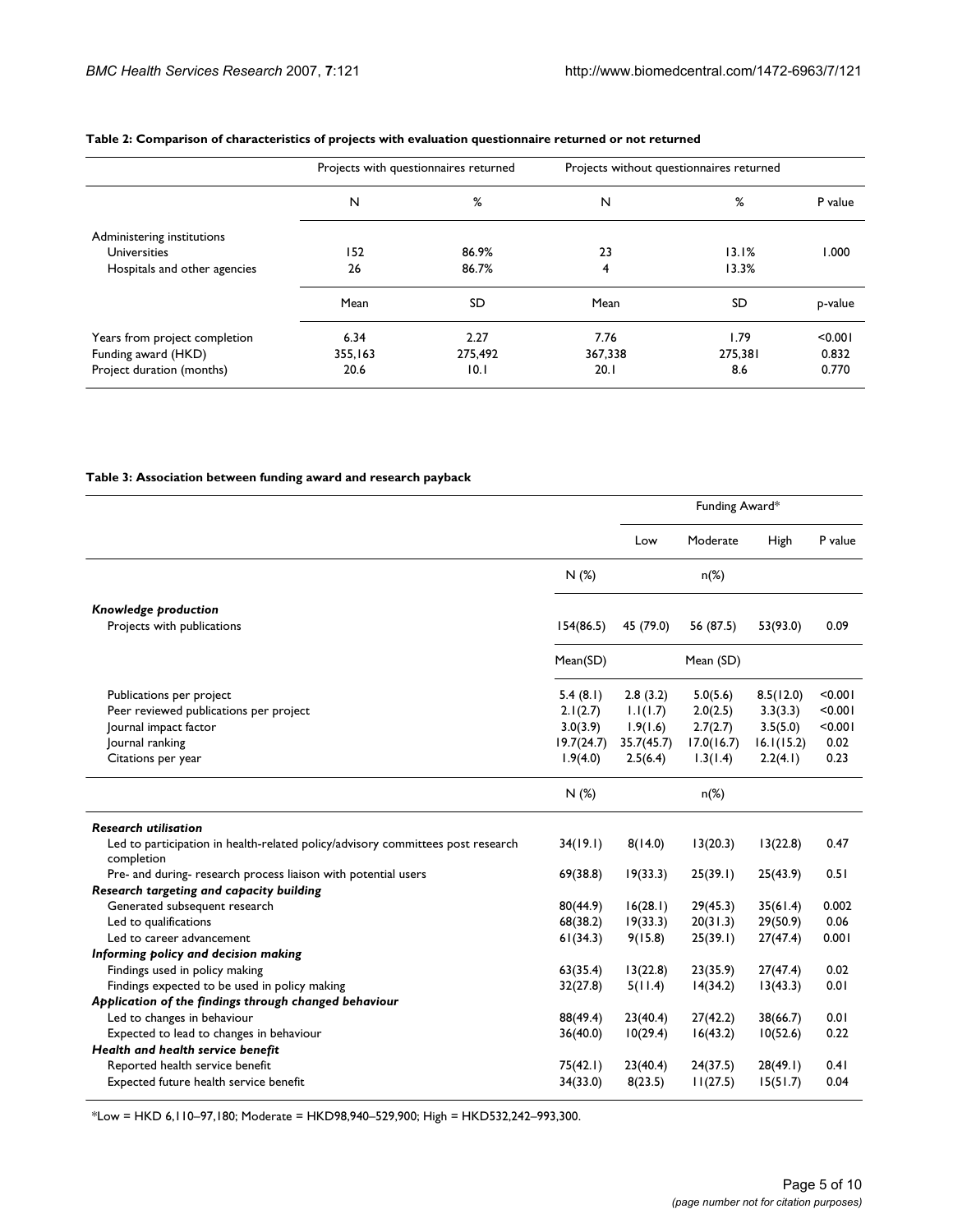**Table 2: Comparison of characteristics of projects with evaluation questionnaire returned or not returned**

| | Projects with questionnaires returned | | Projects without questionnaires returned | | |
|---|---|---|---|---|---|
| | N | % | N | % | P value |
| Administering institutions | | | | | |
| Universities | 152 | 86.9% | 23 | 13.1% | 1.000 |
| Hospitals and other agencies | 26 | 86.7% | 4 | 13.3% | |
| | Mean | SD | Mean | SD | p-value |
| Years from project completion | 6.34 | 2.27 | 7.76 | 1.79 | <0.001 |
| Funding award (HKD) | 355,163 | 275,492 | 367,338 | 275,381 | 0.832 |
| Project duration (months) | 20.6 | 10.1 | 20.1 | 8.6 | 0.770 |

**Table 3: Association between funding award and research payback**

| | | Funding Award* | | | |
|---|---|---|---|---|---|
| | | Low | Moderate | High | P value |
| | N (%) | | n(%) | | |
| ***Knowledge production*** | | | | | |
| Projects with publications | 154(86.5) | 45 (79.0) | 56 (87.5) | 53(93.0) | 0.09 |
| | Mean(SD) | | Mean (SD) | | |
| Publications per project | 5.4 (8.1) | 2.8 (3.2) | 5.0(5.6) | 8.5(12.0) | <0.001 |
| Peer reviewed publications per project | 2.1(2.7) | 1.1(1.7) | 2.0(2.5) | 3.3(3.3) | <0.001 |
| Journal impact factor | 3.0(3.9) | 1.9(1.6) | 2.7(2.7) | 3.5(5.0) | <0.001 |
| Journal ranking | 19.7(24.7) | 35.7(45.7) | 17.0(16.7) | 16.1(15.2) | 0.02 |
| Citations per year | 1.9(4.0) | 2.5(6.4) | 1.3(1.4) | 2.2(4.1) | 0.23 |
| | N (%) | | n(%) | | |
| ***Research utilisation*** | | | | | |
| Led to participation in health-related policy/advisory committees post research completion | 34(19.1) | 8(14.0) | 13(20.3) | 13(22.8) | 0.47 |
| Pre- and during- research process liaison with potential users | 69(38.8) | 19(33.3) | 25(39.1) | 25(43.9) | 0.51 |
| ***Research targeting and capacity building*** | | | | | |
| Generated subsequent research | 80(44.9) | 16(28.1) | 29(45.3) | 35(61.4) | 0.002 |
| Led to qualifications | 68(38.2) | 19(33.3) | 20(31.3) | 29(50.9) | 0.06 |
| Led to career advancement | 61(34.3) | 9(15.8) | 25(39.1) | 27(47.4) | 0.001 |
| ***Informing policy and decision making*** | | | | | |
| Findings used in policy making | 63(35.4) | 13(22.8) | 23(35.9) | 27(47.4) | 0.02 |
| Findings expected to be used in policy making | 32(27.8) | 5(11.4) | 14(34.2) | 13(43.3) | 0.01 |
| ***Application of the findings through changed behaviour*** | | | | | |
| Led to changes in behaviour | 88(49.4) | 23(40.4) | 27(42.2) | 38(66.7) | 0.01 |
| Expected to lead to changes in behaviour | 36(40.0) | 10(29.4) | 16(43.2) | 10(52.6) | 0.22 |
| ***Health and health service benefit*** | | | | | |
| Reported health service benefit | 75(42.1) | 23(40.4) | 24(37.5) | 28(49.1) | 0.41 |
| Expected future health service benefit | 34(33.0) | 8(23.5) | 11(27.5) | 15(51.7) | 0.04 |

*Low = HKD 6,110–97,180; Moderate = HKD98,940–529,900; High = HKD532,242–993,300.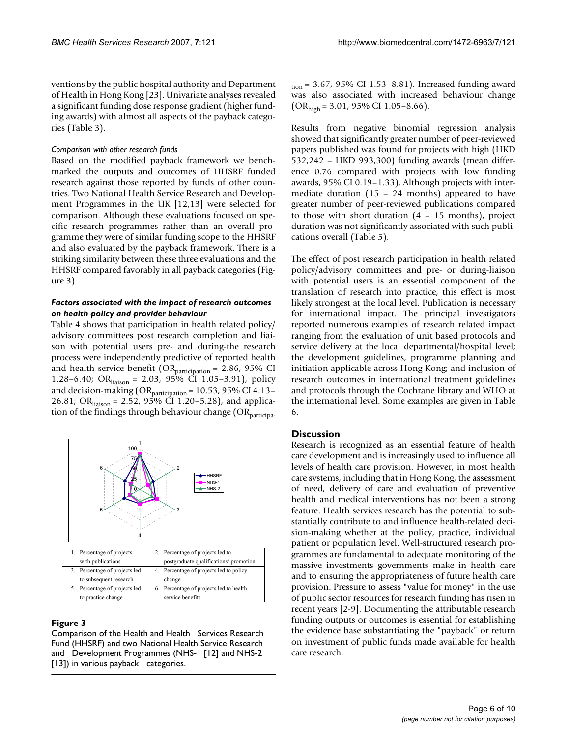ventions by the public hospital authority and Department of Health in Hong Kong [23]. Univariate analyses revealed a significant funding dose response gradient (higher funding awards) with almost all aspects of the payback categories (Table 3).

*Comparison with other research funds*

Based on the modified payback framework we benchmarked the outputs and outcomes of HHSRF funded research against those reported by funds of other countries. Two National Health Service Research and Development Programmes in the UK [12,13] were selected for comparison. Although these evaluations focused on specific research programmes rather than an overall programme they were of similar funding scope to the HHSRF and also evaluated by the payback framework. There is a striking similarity between these three evaluations and the HHSRF compared favorably in all payback categories (Figure 3).

### *Factors associated with the impact of research outcomes on health policy and provider behaviour*

Table 4 shows that participation in health related policy/advisory committees post research completion and liaison with potential users pre- and during-the research process were independently predictive of reported health and health service benefit ($OR_{participation}$ = 2.86, 95% CI 1.28–6.40; $OR_{liaison}$ = 2.03, 95% CI 1.05–3.91), policy and decision-making ($OR_{participation}$ = 10.53, 95% CI 4.13–26.81; $OR_{liaison}$ = 2.52, 95% CI 1.20–5.28), and application of the findings through behaviour change ($OR_{participation}$ = 3.67, 95% CI 1.53–8.81). Increased funding award was also associated with increased behaviour change ($OR_{high}$ = 3.01, 95% CI 1.05–8.66).

| 1. Percentage of projects with publications | 2. Percentage of projects led to postgraduate qualifications/ promotion |
|---|---|
| 3. Percentage of projects led to subsequent research | 4. Percentage of projects led to policy change |
| 5. Percentage of projects led to practice change | 6. Percentage of projects led to health service benefits |

**Figure 3**

Comparison of the Health and Health Services Research Fund (HHSRF) and two National Health Service Research and Development Programmes (NHS-1 [12] and NHS-2 [13]) in various payback categories.

Results from negative binomial regression analysis showed that significantly greater number of peer-reviewed papers published was found for projects with high (HKD 532,242 – HKD 993,300) funding awards (mean difference 0.76 compared with projects with low funding awards, 95% CI 0.19–1.33). Although projects with intermediate duration (15 – 24 months) appeared to have greater number of peer-reviewed publications compared to those with short duration (4 – 15 months), project duration was not significantly associated with such publications overall (Table 5).

The effect of post research participation in health related policy/advisory committees and pre- or during-liaison with potential users is an essential component of the translation of research into practice, this effect is most likely strongest at the local level. Publication is necessary for international impact. The principal investigators reported numerous examples of research related impact ranging from the evaluation of unit based protocols and service delivery at the local departmental/hospital level; the development guidelines, programme planning and initiation applicable across Hong Kong; and inclusion of research outcomes in international treatment guidelines and protocols through the Cochrane library and WHO at the international level. Some examples are given in Table 6.

## Discussion

Research is recognized as an essential feature of health care development and is increasingly used to influence all levels of health care provision. However, in most health care systems, including that in Hong Kong, the assessment of need, delivery of care and evaluation of preventive health and medical interventions has not been a strong feature. Health services research has the potential to substantially contribute to and influence health-related decision-making whether at the policy, practice, individual patient or population level. Well-structured research programmes are fundamental to adequate monitoring of the massive investments governments make in health care and to ensuring the appropriateness of future health care provision. Pressure to assess "value for money" in the use of public sector resources for research funding has risen in recent years [2-9]. Documenting the attributable research funding outputs or outcomes is essential for establishing the evidence base substantiating the "payback" or return on investment of public funds made available for health care research.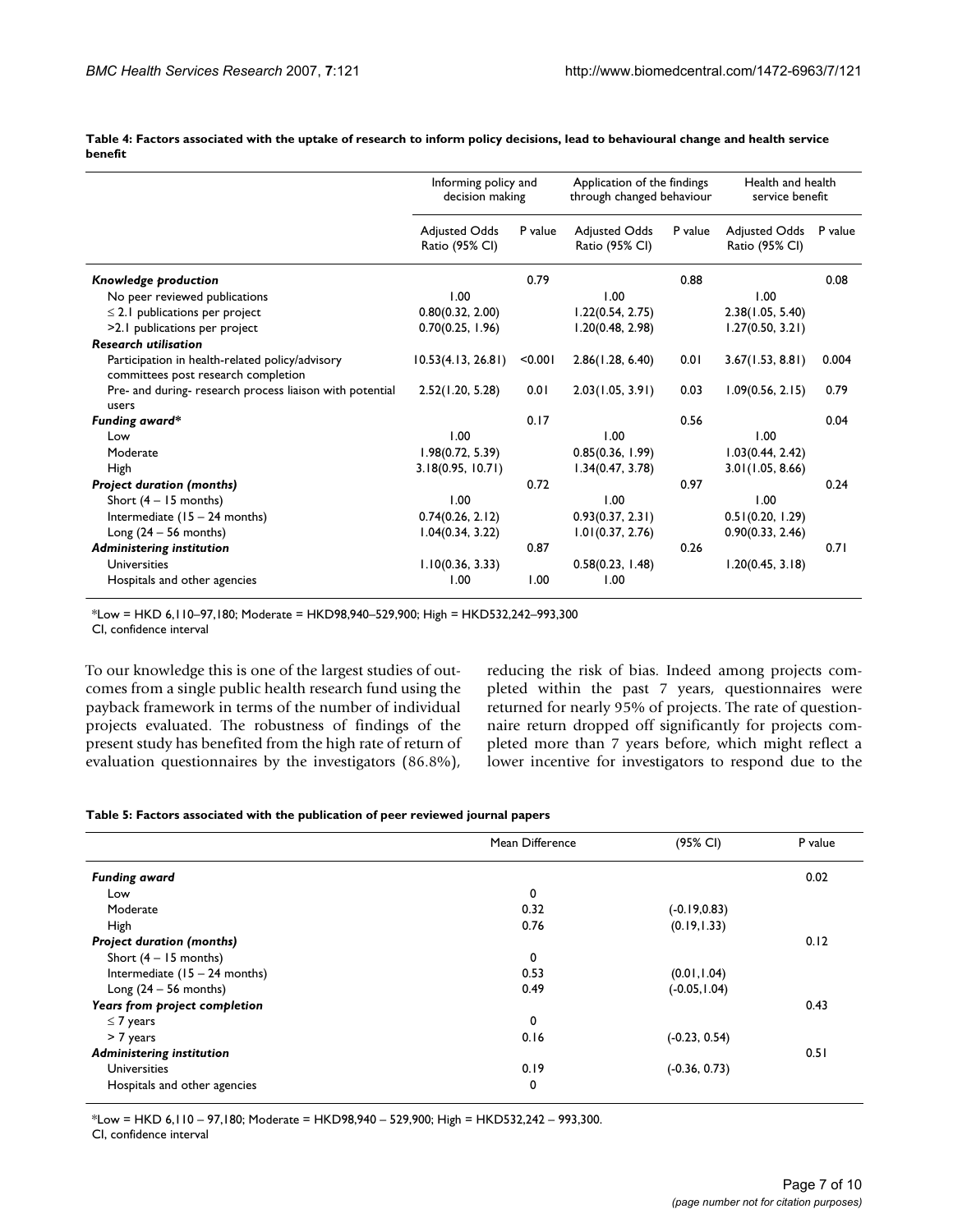**Table 4: Factors associated with the uptake of research to inform policy decisions, lead to behavioural change and health service benefit**

| | Informing policy and decision making | | Application of the findings through changed behaviour | | Health and health service benefit | |
|---|---|---|---|---|---|---|
| | Adjusted Odds Ratio (95% CI) | P value | Adjusted Odds Ratio (95% CI) | P value | Adjusted Odds Ratio (95% CI) | P value |
| ***Knowledge production*** | | 0.79 | | 0.88 | | 0.08 |
| No peer reviewed publications | 1.00 | | 1.00 | | 1.00 | |
| ≤ 2.1 publications per project | 0.80(0.32, 2.00) | | 1.22(0.54, 2.75) | | 2.38(1.05, 5.40) | |
| >2.1 publications per project | 0.70(0.25, 1.96) | | 1.20(0.48, 2.98) | | 1.27(0.50, 3.21) | |
| ***Research utilisation*** | | | | | | |
| Participation in health-related policy/advisory committees post research completion | 10.53(4.13, 26.81) | <0.001 | 2.86(1.28, 6.40) | 0.01 | 3.67(1.53, 8.81) | 0.004 |
| Pre- and during- research process liaison with potential users | 2.52(1.20, 5.28) | 0.01 | 2.03(1.05, 3.91) | 0.03 | 1.09(0.56, 2.15) | 0.79 |
| ***Funding award**** | | 0.17 | | 0.56 | | 0.04 |
| Low | 1.00 | | 1.00 | | 1.00 | |
| Moderate | 1.98(0.72, 5.39) | | 0.85(0.36, 1.99) | | 1.03(0.44, 2.42) | |
| High | 3.18(0.95, 10.71) | | 1.34(0.47, 3.78) | | 3.01(1.05, 8.66) | |
| ***Project duration (months)*** | | 0.72 | | 0.97 | | 0.24 |
| Short (4 – 15 months) | 1.00 | | 1.00 | | 1.00 | |
| Intermediate (15 – 24 months) | 0.74(0.26, 2.12) | | 0.93(0.37, 2.31) | | 0.51(0.20, 1.29) | |
| Long (24 – 56 months) | 1.04(0.34, 3.22) | | 1.01(0.37, 2.76) | | 0.90(0.33, 2.46) | |
| ***Administering institution*** | | 0.87 | | 0.26 | | 0.71 |
| Universities | 1.10(0.36, 3.33) | | 0.58(0.23, 1.48) | | 1.20(0.45, 3.18) | |
| Hospitals and other agencies | 1.00 | 1.00 | 1.00 | | | |

*Low = HKD 6,110–97,180; Moderate = HKD98,940–529,900; High = HKD532,242–993,300
CI, confidence interval

To our knowledge this is one of the largest studies of outcomes from a single public health research fund using the payback framework in terms of the number of individual projects evaluated. The robustness of findings of the present study has benefited from the high rate of return of evaluation questionnaires by the investigators (86.8%), reducing the risk of bias. Indeed among projects completed within the past 7 years, questionnaires were returned for nearly 95% of projects. The rate of questionnaire return dropped off significantly for projects completed more than 7 years before, which might reflect a lower incentive for investigators to respond due to the

**Table 5: Factors associated with the publication of peer reviewed journal papers**

| | Mean Difference | (95% CI) | P value |
|---|---|---|---|
| ***Funding award*** | | | 0.02 |
| Low | 0 | | |
| Moderate | 0.32 | (-0.19,0.83) | |
| High | 0.76 | (0.19,1.33) | |
| ***Project duration (months)*** | | | 0.12 |
| Short (4 – 15 months) | 0 | | |
| Intermediate (15 – 24 months) | 0.53 | (0.01,1.04) | |
| Long (24 – 56 months) | 0.49 | (-0.05,1.04) | |
| ***Years from project completion*** | | | 0.43 |
| ≤ 7 years | 0 | | |
| > 7 years | 0.16 | (-0.23, 0.54) | |
| ***Administering institution*** | | | 0.51 |
| Universities | 0.19 | (-0.36, 0.73) | |
| Hospitals and other agencies | 0 | | |

*Low = HKD 6,110 – 97,180; Moderate = HKD98,940 – 529,900; High = HKD532,242 – 993,300.
CI, confidence interval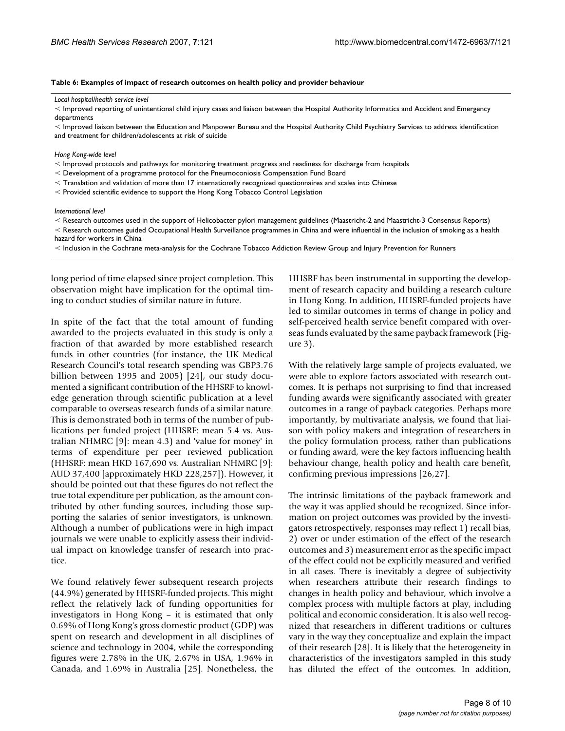**Table 6: Examples of impact of research outcomes on health policy and provider behaviour**

*Local hospital/health service level*

- Improved reporting of unintentional child injury cases and liaison between the Hospital Authority Informatics and Accident and Emergency departments
- Improved liaison between the Education and Manpower Bureau and the Hospital Authority Child Psychiatry Services to address identification and treatment for children/adolescents at risk of suicide

*Hong Kong-wide level*

- Improved protocols and pathways for monitoring treatment progress and readiness for discharge from hospitals
- Development of a programme protocol for the Pneumoconiosis Compensation Fund Board
- Translation and validation of more than 17 internationally recognized questionnaires and scales into Chinese
- Provided scientific evidence to support the Hong Kong Tobacco Control Legislation

*International level*

- Research outcomes used in the support of Helicobacter pylori management guidelines (Maastricht-2 and Maastricht-3 Consensus Reports)
- Research outcomes guided Occupational Health Surveillance programmes in China and were influential in the inclusion of smoking as a health hazard for workers in China
- Inclusion in the Cochrane meta-analysis for the Cochrane Tobacco Addiction Review Group and Injury Prevention for Runners

long period of time elapsed since project completion. This observation might have implication for the optimal timing to conduct studies of similar nature in future.

In spite of the fact that the total amount of funding awarded to the projects evaluated in this study is only a fraction of that awarded by more established research funds in other countries (for instance, the UK Medical Research Council's total research spending was GBP3.76 billion between 1995 and 2005) [24], our study documented a significant contribution of the HHSRF to knowledge generation through scientific publication at a level comparable to overseas research funds of a similar nature. This is demonstrated both in terms of the number of publications per funded project (HHSRF: mean 5.4 vs. Australian NHMRC [9]: mean 4.3) and 'value for money' in terms of expenditure per peer reviewed publication (HHSRF: mean HKD 167,690 vs. Australian NHMRC [9]: AUD 37,400 [approximately HKD 228,257]). However, it should be pointed out that these figures do not reflect the true total expenditure per publication, as the amount contributed by other funding sources, including those supporting the salaries of senior investigators, is unknown. Although a number of publications were in high impact journals we were unable to explicitly assess their individual impact on knowledge transfer of research into practice.

We found relatively fewer subsequent research projects (44.9%) generated by HHSRF-funded projects. This might reflect the relatively lack of funding opportunities for investigators in Hong Kong – it is estimated that only 0.69% of Hong Kong's gross domestic product (GDP) was spent on research and development in all disciplines of science and technology in 2004, while the corresponding figures were 2.78% in the UK, 2.67% in USA, 1.96% in Canada, and 1.69% in Australia [25]. Nonetheless, the HHSRF has been instrumental in supporting the development of research capacity and building a research culture in Hong Kong. In addition, HHSRF-funded projects have led to similar outcomes in terms of change in policy and self-perceived health service benefit compared with overseas funds evaluated by the same payback framework (Figure 3).

With the relatively large sample of projects evaluated, we were able to explore factors associated with research outcomes. It is perhaps not surprising to find that increased funding awards were significantly associated with greater outcomes in a range of payback categories. Perhaps more importantly, by multivariate analysis, we found that liaison with policy makers and integration of researchers in the policy formulation process, rather than publications or funding award, were the key factors influencing health behaviour change, health policy and health care benefit, confirming previous impressions [26,27].

The intrinsic limitations of the payback framework and the way it was applied should be recognized. Since information on project outcomes was provided by the investigators retrospectively, responses may reflect 1) recall bias, 2) over or under estimation of the effect of the research outcomes and 3) measurement error as the specific impact of the effect could not be explicitly measured and verified in all cases. There is inevitably a degree of subjectivity when researchers attribute their research findings to changes in health policy and behaviour, which involve a complex process with multiple factors at play, including political and economic consideration. It is also well recognized that researchers in different traditions or cultures vary in the way they conceptualize and explain the impact of their research [28]. It is likely that the heterogeneity in characteristics of the investigators sampled in this study has diluted the effect of the outcomes. In addition,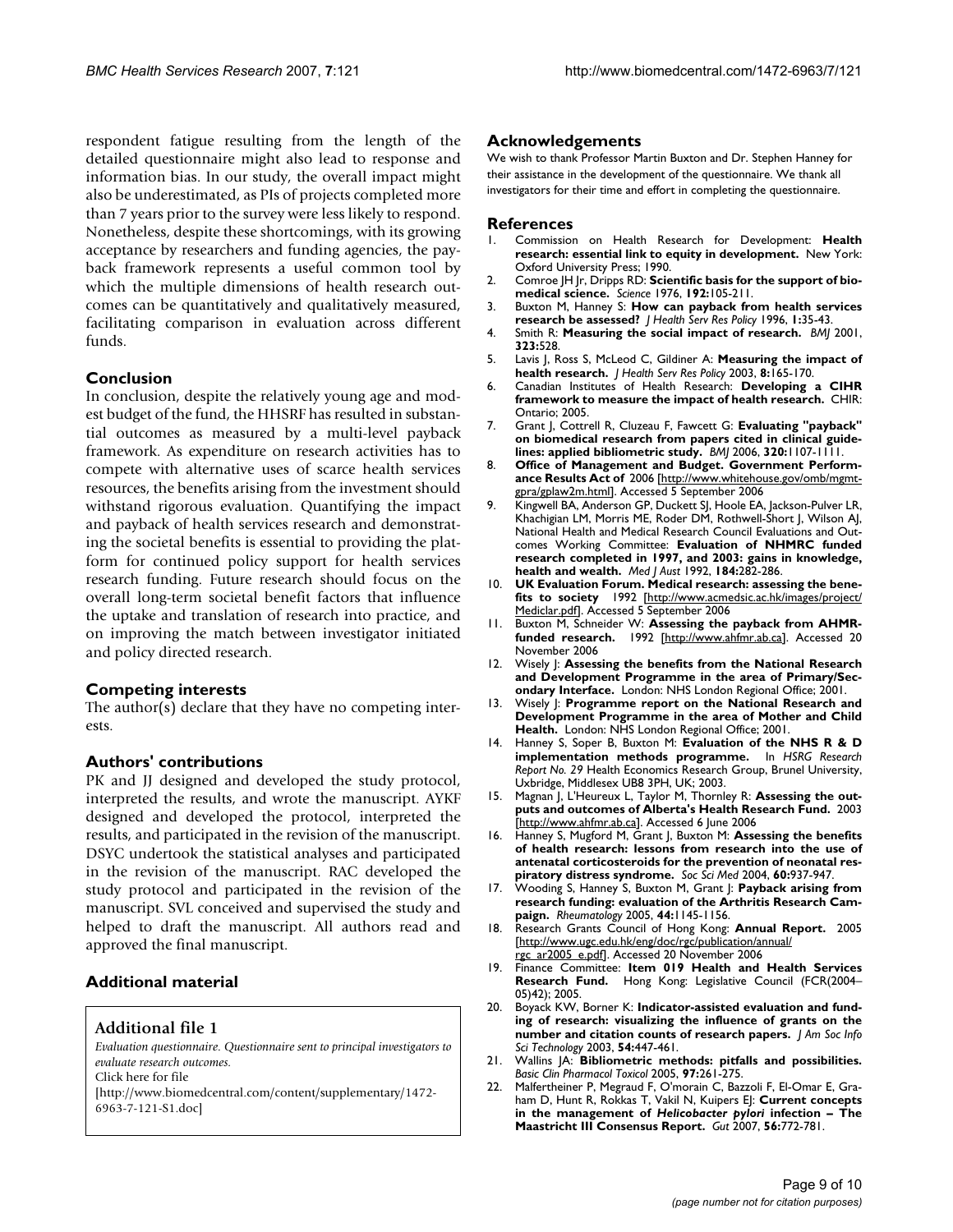respondent fatigue resulting from the length of the detailed questionnaire might also lead to response and information bias. In our study, the overall impact might also be underestimated, as PIs of projects completed more than 7 years prior to the survey were less likely to respond. Nonetheless, despite these shortcomings, with its growing acceptance by researchers and funding agencies, the payback framework represents a useful common tool by which the multiple dimensions of health research outcomes can be quantitatively and qualitatively measured, facilitating comparison in evaluation across different funds.

## Conclusion

In conclusion, despite the relatively young age and modest budget of the fund, the HHSRF has resulted in substantial outcomes as measured by a multi-level payback framework. As expenditure on research activities has to compete with alternative uses of scarce health services resources, the benefits arising from the investment should withstand rigorous evaluation. Quantifying the impact and payback of health services research and demonstrating the societal benefits is essential to providing the platform for continued policy support for health services research funding. Future research should focus on the overall long-term societal benefit factors that influence the uptake and translation of research into practice, and on improving the match between investigator initiated and policy directed research.

## Competing interests

The author(s) declare that they have no competing interests.

## Authors' contributions

PK and JJ designed and developed the study protocol, interpreted the results, and wrote the manuscript. AYKF designed and developed the protocol, interpreted the results, and participated in the revision of the manuscript. DSYC undertook the statistical analyses and participated in the revision of the manuscript. RAC developed the study protocol and participated in the revision of the manuscript. SVL conceived and supervised the study and helped to draft the manuscript. All authors read and approved the final manuscript.

## Additional material

### Additional file 1

*Evaluation questionnaire. Questionnaire sent to principal investigators to evaluate research outcomes.*
Click here for file
[http://www.biomedcentral.com/content/supplementary/1472-6963-7-121-S1.doc]

## Acknowledgements

We wish to thank Professor Martin Buxton and Dr. Stephen Hanney for their assistance in the development of the questionnaire. We thank all investigators for their time and effort in completing the questionnaire.

## References

1. Commission on Health Research for Development: **Health research: essential link to equity in development.** New York: Oxford University Press; 1990.
2. Comroe JH Jr, Dripps RD: **Scientific basis for the support of biomedical science.** *Science* 1976, **192:**105-211.
3. Buxton M, Hanney S: **How can payback from health services research be assessed?** *J Health Serv Res Policy* 1996, **1:**35-43.
4. Smith R: **Measuring the social impact of research.** *BMJ* 2001, **323:**528.
5. Lavis J, Ross S, McLeod C, Gildiner A: **Measuring the impact of health research.** *J Health Serv Res Policy* 2003, **8:**165-170.
6. Canadian Institutes of Health Research: **Developing a CIHR framework to measure the impact of health research.** CHIR: Ontario; 2005.
7. Grant J, Cottrell R, Cluzeau F, Fawcett G: **Evaluating "payback" on biomedical research from papers cited in clinical guidelines: applied bibliometric study.** *BMJ* 2006, **320:**1107-1111.
8. **Office of Management and Budget. Government Performance Results Act of** 2006 [http://www.whitehouse.gov/omb/mgmt-gpra/gplaw2m.html]. Accessed 5 September 2006
9. Kingwell BA, Anderson GP, Duckett SJ, Hoole EA, Jackson-Pulver LR, Khachigian LM, Morris ME, Roder DM, Rothwell-Short J, Wilson AJ, National Health and Medical Research Council Evaluations and Outcomes Working Committee: **Evaluation of NHMRC funded research completed in 1997, and 2003: gains in knowledge, health and wealth.** *Med J Aust* 1992, **184:**282-286.
10. **UK Evaluation Forum. Medical research: assessing the benefits to society** 1992 [http://www.acmedsic.ac.hk/images/project/Mediclar.pdf]. Accessed 5 September 2006
11. Buxton M, Schneider W: **Assessing the payback from AHMR-funded research.** 1992 [http://www.ahfmr.ab.ca]. Accessed 20 November 2006
12. Wisely J: **Assessing the benefits from the National Research and Development Programme in the area of Primary/Secondary Interface.** London: NHS London Regional Office; 2001.
13. Wisely J: **Programme report on the National Research and Development Programme in the area of Mother and Child Health.** London: NHS London Regional Office; 2001.
14. Hanney S, Soper B, Buxton M: **Evaluation of the NHS R & D implementation methods programme.** In *HSRG Research Report No. 29* Health Economics Research Group, Brunel University, Uxbridge, Middlesex UB8 3PH, UK; 2003.
15. Magnan J, L'Heureux L, Taylor M, Thornley R: **Assessing the outputs and outcomes of Alberta's Health Research Fund.** 2003 [http://www.ahfmr.ab.ca]. Accessed 6 June 2006
16. Hanney S, Mugford M, Grant J, Buxton M: **Assessing the benefits of health research: lessons from research into the use of antenatal corticosteroids for the prevention of neonatal respiratory distress syndrome.** *Soc Sci Med* 2004, **60:**937-947.
17. Wooding S, Hanney S, Buxton M, Grant J: **Payback arising from research funding: evaluation of the Arthritis Research Campaign.** *Rheumatology* 2005, **44:**1145-1156.
18. Research Grants Council of Hong Kong: **Annual Report.** 2005 [http://www.ugc.edu.hk/eng/doc/rgc/publication/annual/rgc_ar2005_e.pdf]. Accessed 20 November 2006
19. Finance Committee: **Item 019 Health and Health Services Research Fund.** Hong Kong: Legislative Council (FCR(2004–05)42); 2005.
20. Boyack KW, Borner K: **Indicator-assisted evaluation and funding of research: visualizing the influence of grants on the number and citation counts of research papers.** *J Am Soc Info Sci Technology* 2003, **54:**447-461.
21. Wallins JA: **Bibliometric methods: pitfalls and possibilities.** *Basic Clin Pharmacol Toxicol* 2005, **97:**261-275.
22. Malfertheiner P, Megraud F, O'morain C, Bazzoli F, El-Omar E, Graham D, Hunt R, Rokkas T, Vakil N, Kuipers EJ: **Current concepts in the management of *Helicobacter pylori* infection – The Maastricht III Consensus Report.** *Gut* 2007, **56:**772-781.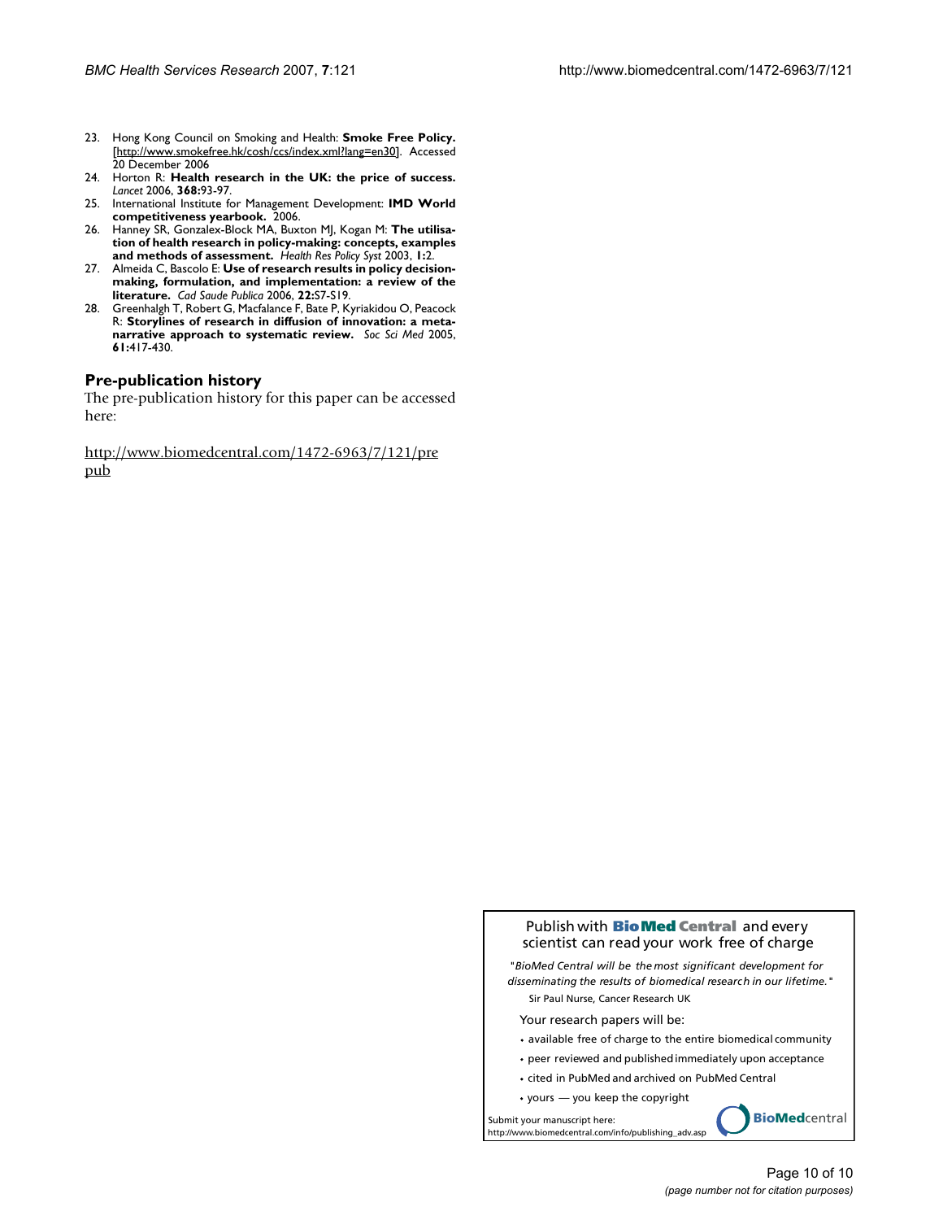23. Hong Kong Council on Smoking and Health: **Smoke Free Policy.** [http://www.smokefree.hk/cosh/ccs/index.xml?lang=en30]. Accessed 20 December 2006
24. Horton R: **Health research in the UK: the price of success.** *Lancet* 2006, **368:**93-97.
25. International Institute for Management Development: **IMD World competitiveness yearbook.** 2006.
26. Hanney SR, Gonzalex-Block MA, Buxton MJ, Kogan M: **The utilisation of health research in policy-making: concepts, examples and methods of assessment.** *Health Res Policy Syst* 2003, **1:**2.
27. Almeida C, Bascolo E: **Use of research results in policy decision-making, formulation, and implementation: a review of the literature.** *Cad Saude Publica* 2006, **22:**S7-S19.
28. Greenhalgh T, Robert G, Macfalance F, Bate P, Kyriakidou O, Peacock R: **Storylines of research in diffusion of innovation: a meta-narrative approach to systematic review.** *Soc Sci Med* 2005, **61:**417-430.

## Pre-publication history

The pre-publication history for this paper can be accessed here:

http://www.biomedcentral.com/1472-6963/7/121/prepub

Publish with **BioMed Central** and every scientist can read your work free of charge

*"BioMed Central will be the most significant development for disseminating the results of biomedical research in our lifetime."*

Sir Paul Nurse, Cancer Research UK

Your research papers will be:

- available free of charge to the entire biomedical community
- peer reviewed and published immediately upon acceptance
- cited in PubMed and archived on PubMed Central
- yours — you keep the copyright

Submit your manuscript here:
http://www.biomedcentral.com/info/publishing_adv.asp

**BioMed**central